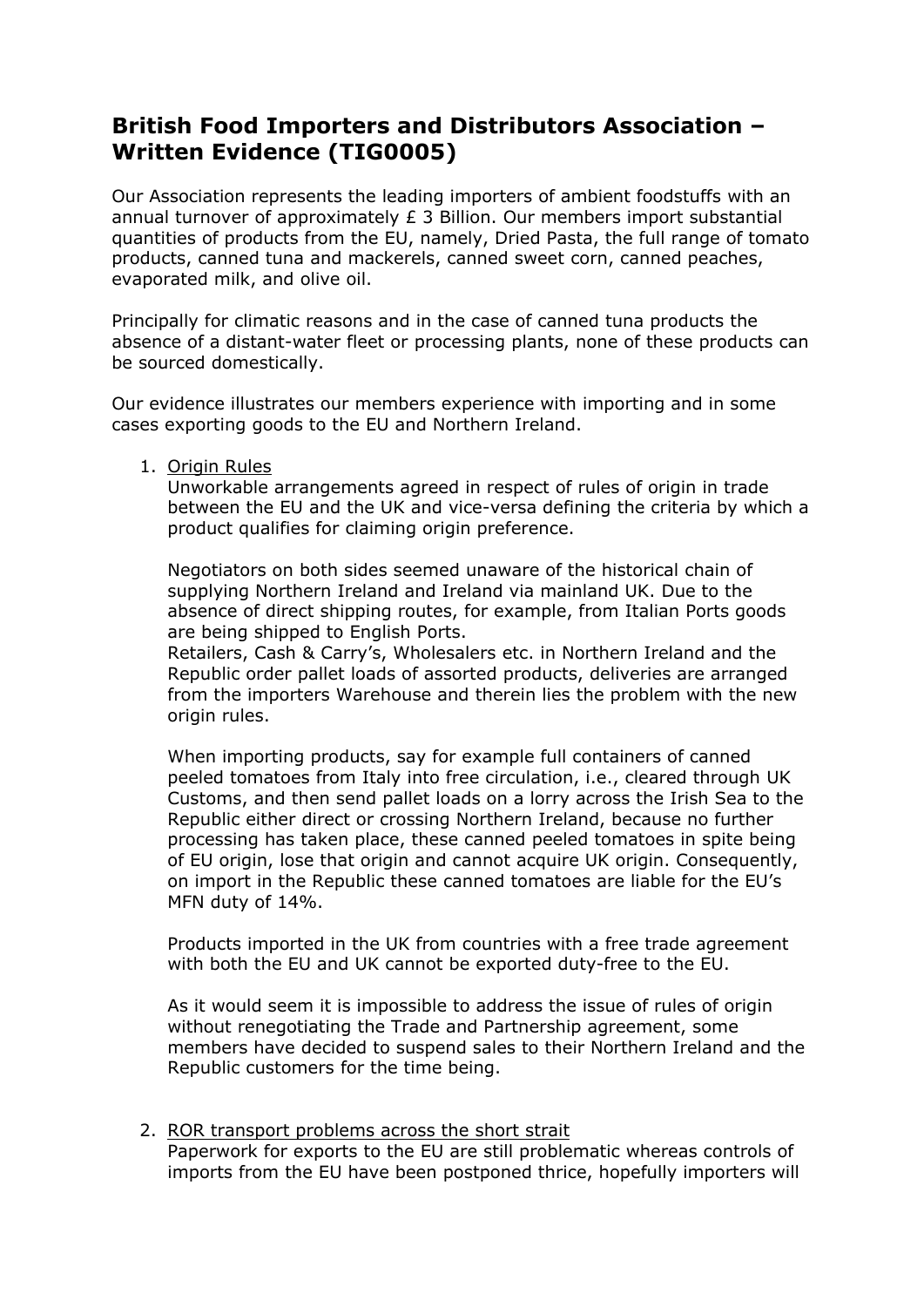# British Food Importers and Distributors Association – Written Evidence (TIG0005)

Our Association represents the leading importers of ambient foodstuffs with an annual turnover of approximately £ 3 Billion. Our members import substantial quantities of products from the EU, namely, Dried Pasta, the full range of tomato products, canned tuna and mackerels, canned sweet corn, canned peaches, evaporated milk, and olive oil.

Principally for climatic reasons and in the case of canned tuna products the absence of a distant-water fleet or processing plants, none of these products can be sourced domestically.

Our evidence illustrates our members experience with importing and in some cases exporting goods to the EU and Northern Ireland.

1. <u>Origin Rules</u>

   Unworkable arrangements agreed in respect of rules of origin in trade between the EU and the UK and vice-versa defining the criteria by which a product qualifies for claiming origin preference.

   Negotiators on both sides seemed unaware of the historical chain of supplying Northern Ireland and Ireland via mainland UK. Due to the absence of direct shipping routes, for example, from Italian Ports goods are being shipped to English Ports.
   Retailers, Cash & Carry's, Wholesalers etc. in Northern Ireland and the Republic order pallet loads of assorted products, deliveries are arranged from the importers Warehouse and therein lies the problem with the new origin rules.

   When importing products, say for example full containers of canned peeled tomatoes from Italy into free circulation, i.e., cleared through UK Customs, and then send pallet loads on a lorry across the Irish Sea to the Republic either direct or crossing Northern Ireland, because no further processing has taken place, these canned peeled tomatoes in spite being of EU origin, lose that origin and cannot acquire UK origin. Consequently, on import in the Republic these canned tomatoes are liable for the EU's MFN duty of 14%.

   Products imported in the UK from countries with a free trade agreement with both the EU and UK cannot be exported duty-free to the EU.

   As it would seem it is impossible to address the issue of rules of origin without renegotiating the Trade and Partnership agreement, some members have decided to suspend sales to their Northern Ireland and the Republic customers for the time being.

2. <u>ROR transport problems across the short strait</u>

   Paperwork for exports to the EU are still problematic whereas controls of imports from the EU have been postponed thrice, hopefully importers will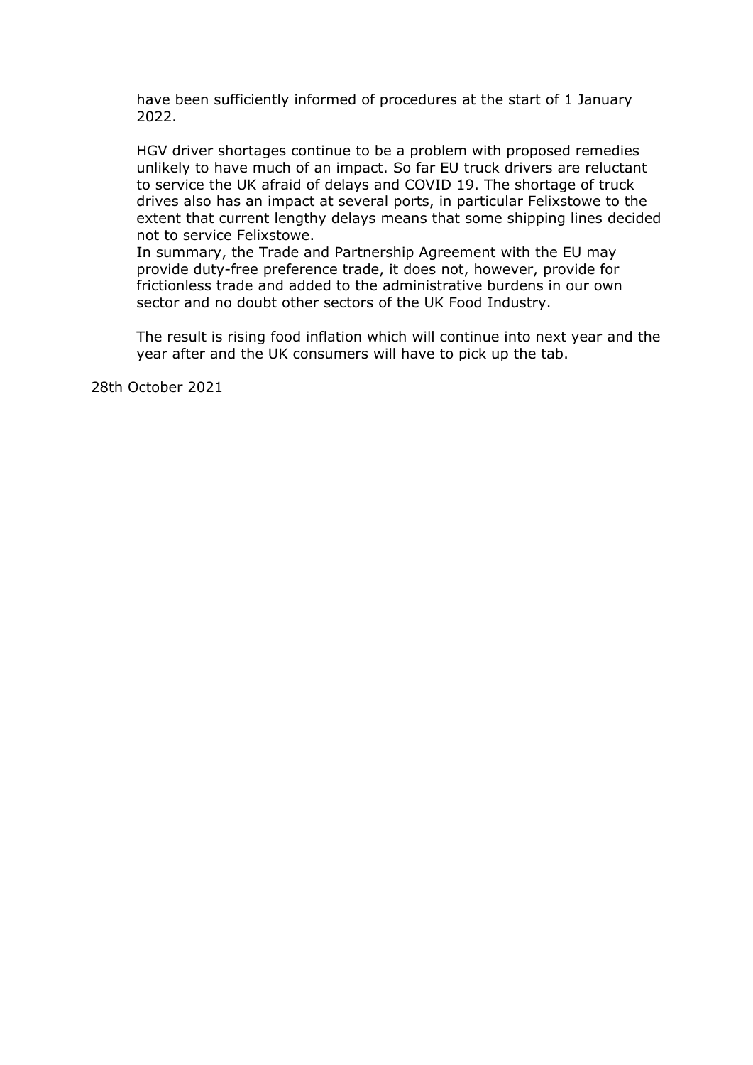have been sufficiently informed of procedures at the start of 1 January 2022.

HGV driver shortages continue to be a problem with proposed remedies unlikely to have much of an impact. So far EU truck drivers are reluctant to service the UK afraid of delays and COVID 19. The shortage of truck drives also has an impact at several ports, in particular Felixstowe to the extent that current lengthy delays means that some shipping lines decided not to service Felixstowe.

In summary, the Trade and Partnership Agreement with the EU may provide duty-free preference trade, it does not, however, provide for frictionless trade and added to the administrative burdens in our own sector and no doubt other sectors of the UK Food Industry.

The result is rising food inflation which will continue into next year and the year after and the UK consumers will have to pick up the tab.

28th October 2021